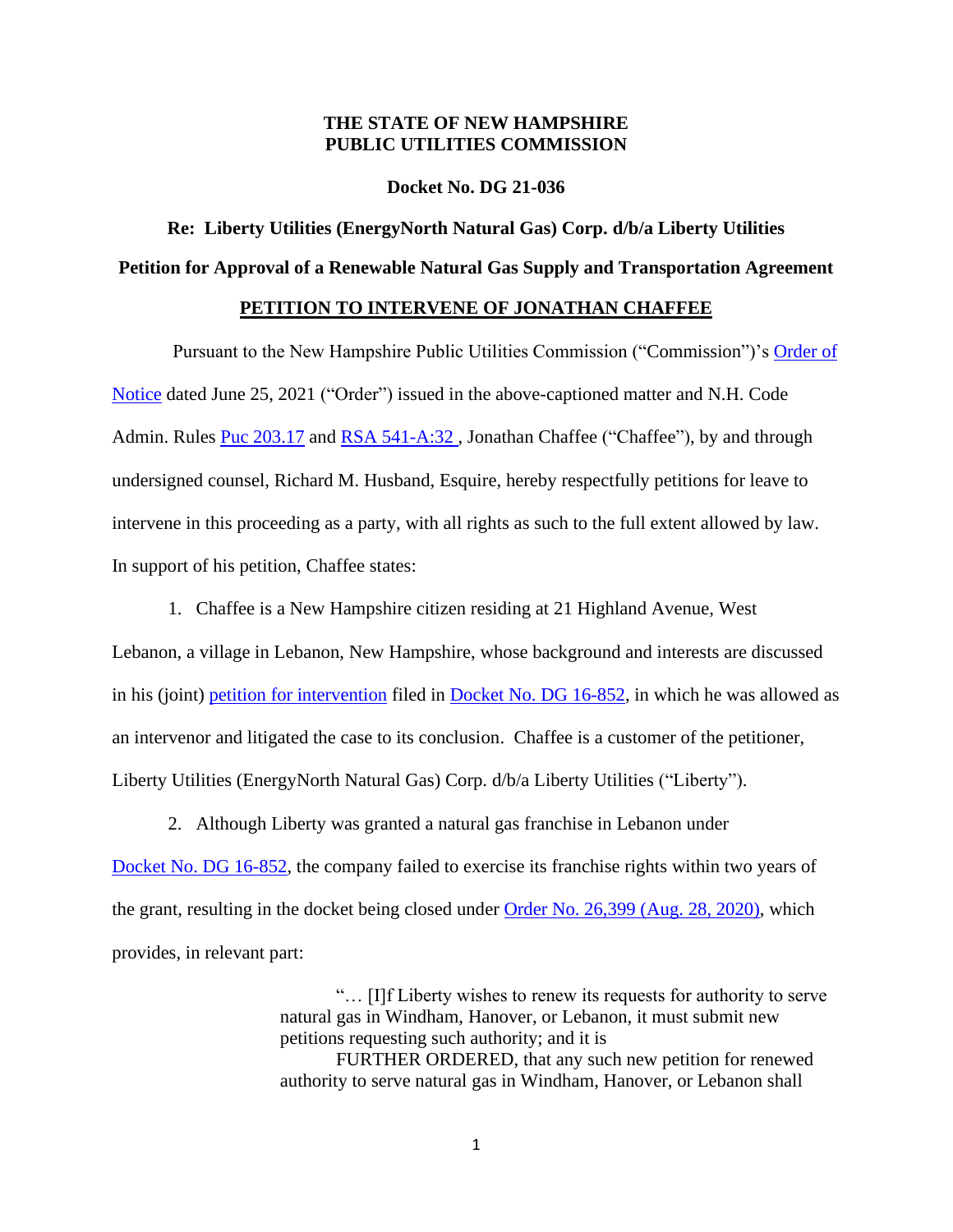**THE STATE OF NEW HAMPSHIRE**
**PUBLIC UTILITIES COMMISSION**

**Docket No. DG 21-036**

**Re: Liberty Utilities (EnergyNorth Natural Gas) Corp. d/b/a Liberty Utilities**

**Petition for Approval of a Renewable Natural Gas Supply and Transportation Agreement**

**PETITION TO INTERVENE OF JONATHAN CHAFFEE**

Pursuant to the New Hampshire Public Utilities Commission ("Commission")'s Order of Notice dated June 25, 2021 ("Order") issued in the above-captioned matter and N.H. Code Admin. Rules Puc 203.17 and RSA 541-A:32 , Jonathan Chaffee ("Chaffee"), by and through undersigned counsel, Richard M. Husband, Esquire, hereby respectfully petitions for leave to intervene in this proceeding as a party, with all rights as such to the full extent allowed by law. In support of his petition, Chaffee states:

1. Chaffee is a New Hampshire citizen residing at 21 Highland Avenue, West Lebanon, a village in Lebanon, New Hampshire, whose background and interests are discussed in his (joint) petition for intervention filed in Docket No. DG 16-852, in which he was allowed as an intervenor and litigated the case to its conclusion. Chaffee is a customer of the petitioner, Liberty Utilities (EnergyNorth Natural Gas) Corp. d/b/a Liberty Utilities ("Liberty").

2. Although Liberty was granted a natural gas franchise in Lebanon under Docket No. DG 16-852, the company failed to exercise its franchise rights within two years of the grant, resulting in the docket being closed under Order No. 26,399 (Aug. 28, 2020), which provides, in relevant part:

> "… [I]f Liberty wishes to renew its requests for authority to serve natural gas in Windham, Hanover, or Lebanon, it must submit new petitions requesting such authority; and it is
>
> FURTHER ORDERED, that any such new petition for renewed authority to serve natural gas in Windham, Hanover, or Lebanon shall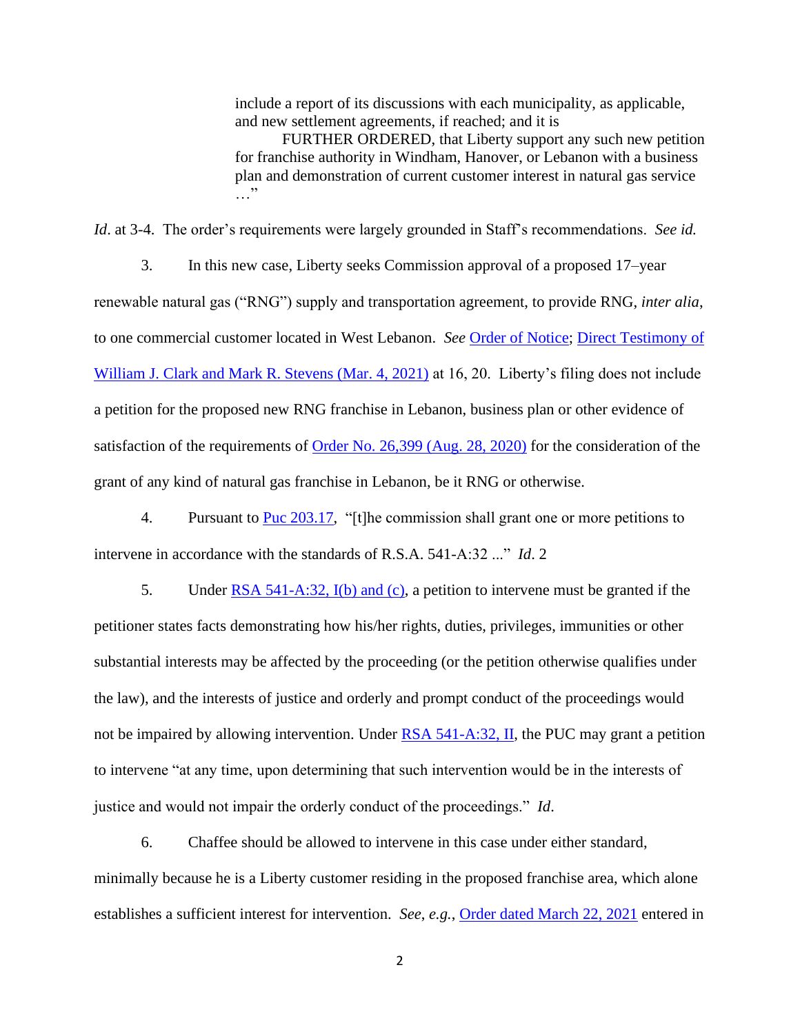> include a report of its discussions with each municipality, as applicable, and new settlement agreements, if reached; and it is
>
> FURTHER ORDERED, that Liberty support any such new petition for franchise authority in Windham, Hanover, or Lebanon with a business plan and demonstration of current customer interest in natural gas service …"

*Id*. at 3-4. The order's requirements were largely grounded in Staff's recommendations. *See id.*

3. In this new case, Liberty seeks Commission approval of a proposed 17–year renewable natural gas ("RNG") supply and transportation agreement, to provide RNG, *inter alia*, to one commercial customer located in West Lebanon. *See* Order of Notice; Direct Testimony of William J. Clark and Mark R. Stevens (Mar. 4, 2021) at 16, 20. Liberty's filing does not include a petition for the proposed new RNG franchise in Lebanon, business plan or other evidence of satisfaction of the requirements of Order No. 26,399 (Aug. 28, 2020) for the consideration of the grant of any kind of natural gas franchise in Lebanon, be it RNG or otherwise.

4. Pursuant to Puc 203.17, "[t]he commission shall grant one or more petitions to intervene in accordance with the standards of R.S.A. 541-A:32 ..." *Id*. 2

5. Under RSA 541-A:32, I(b) and (c), a petition to intervene must be granted if the petitioner states facts demonstrating how his/her rights, duties, privileges, immunities or other substantial interests may be affected by the proceeding (or the petition otherwise qualifies under the law), and the interests of justice and orderly and prompt conduct of the proceedings would not be impaired by allowing intervention. Under RSA 541-A:32, II, the PUC may grant a petition to intervene "at any time, upon determining that such intervention would be in the interests of justice and would not impair the orderly conduct of the proceedings." *Id*.

6. Chaffee should be allowed to intervene in this case under either standard, minimally because he is a Liberty customer residing in the proposed franchise area, which alone establishes a sufficient interest for intervention. *See*, *e.g.*, Order dated March 22, 2021 entered in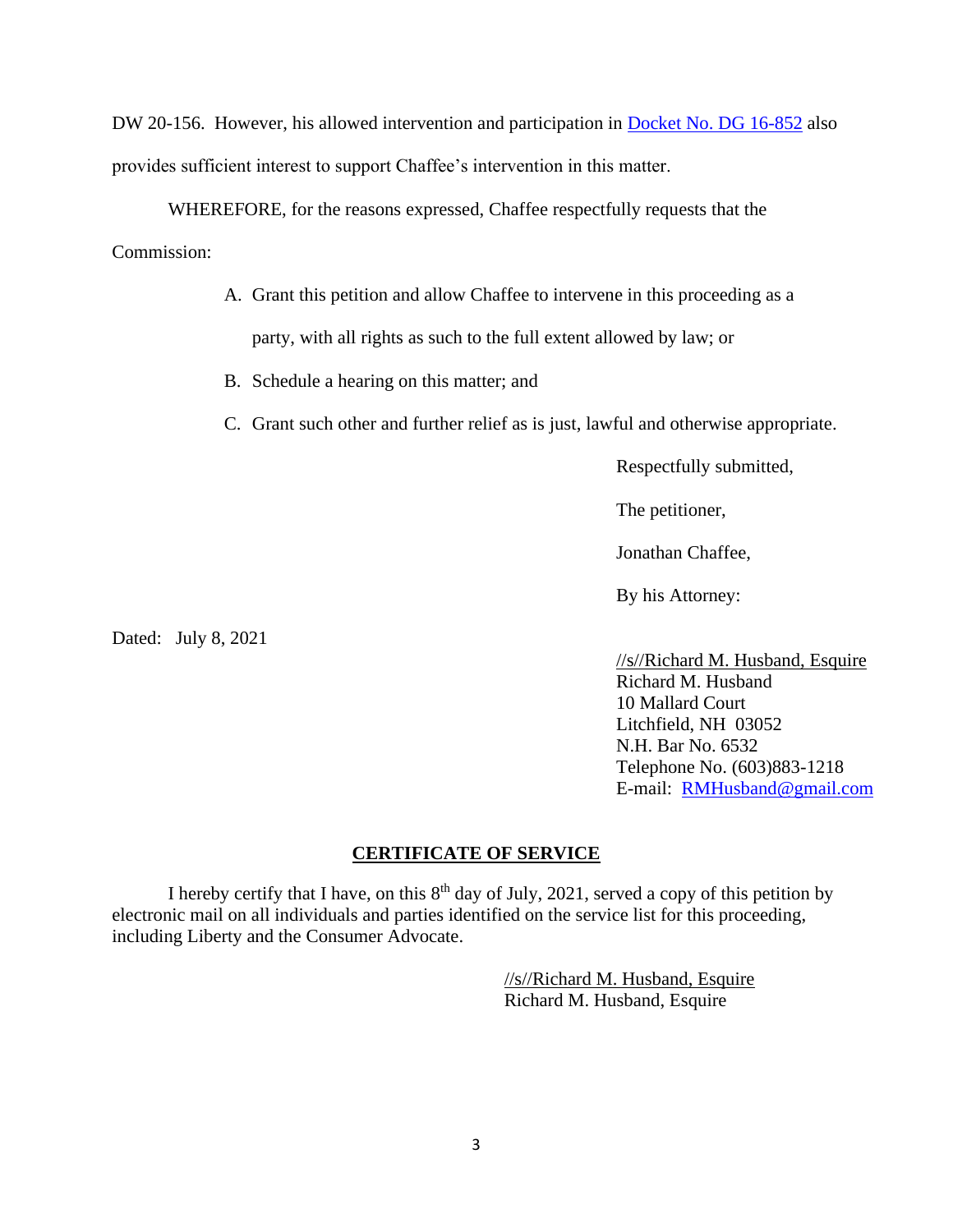DW 20-156. However, his allowed intervention and participation in [Docket No. DG 16-852]() also provides sufficient interest to support Chaffee's intervention in this matter.

WHEREFORE, for the reasons expressed, Chaffee respectfully requests that the Commission:

A. Grant this petition and allow Chaffee to intervene in this proceeding as a party, with all rights as such to the full extent allowed by law; or

B. Schedule a hearing on this matter; and

C. Grant such other and further relief as is just, lawful and otherwise appropriate.

Respectfully submitted,

The petitioner,

Jonathan Chaffee,

By his Attorney:

Dated: July 8, 2021

//s//Richard M. Husband, Esquire
Richard M. Husband
10 Mallard Court
Litchfield, NH 03052
N.H. Bar No. 6532
Telephone No. (603)883-1218
E-mail: RMHusband@gmail.com

## CERTIFICATE OF SERVICE

I hereby certify that I have, on this 8th day of July, 2021, served a copy of this petition by electronic mail on all individuals and parties identified on the service list for this proceeding, including Liberty and the Consumer Advocate.

//s//Richard M. Husband, Esquire
Richard M. Husband, Esquire